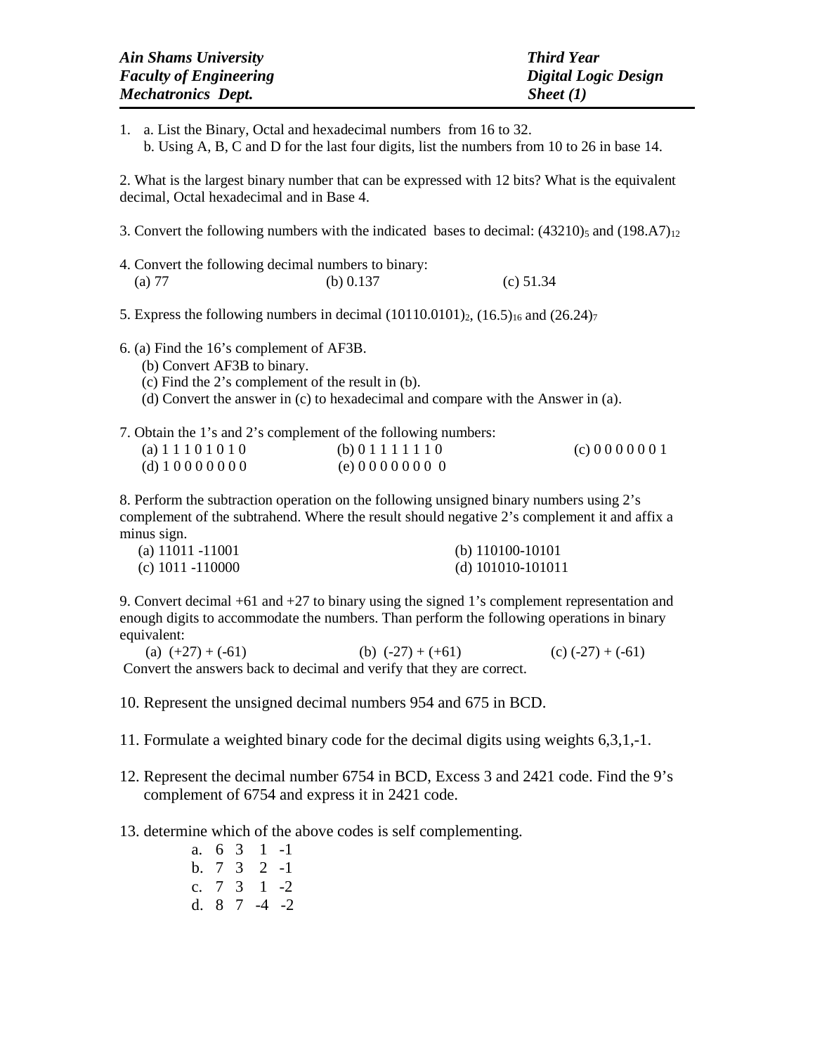| *Ain Shams University* | *Third Year* |
|---|---|
| *Faculty of Engineering* | *Digital Logic Design* |
| *Mechatronics Dept.* | *Sheet (1)* |

---

1. a. List the Binary, Octal and hexadecimal numbers from 16 to 32.
   b. Using A, B, C and D for the last four digits, list the numbers from 10 to 26 in base 14.

2. What is the largest binary number that can be expressed with 12 bits? What is the equivalent decimal, Octal hexadecimal and in Base 4.

3. Convert the following numbers with the indicated bases to decimal: $(43210)_5$ and $(198.A7)_{12}$

4. Convert the following decimal numbers to binary:
   (a) 77 (b) 0.137 (c) 51.34

5. Express the following numbers in decimal $(10110.0101)_2$, $(16.5)_{16}$ and $(26.24)_7$

6. (a) Find the 16's complement of AF3B.
   (b) Convert AF3B to binary.
   (c) Find the 2's complement of the result in (b).
   (d) Convert the answer in (c) to hexadecimal and compare with the Answer in (a).

7. Obtain the 1's and 2's complement of the following numbers:
   (a) 1 1 1 0 1 0 1 0 (b) 0 1 1 1 1 1 1 0 (c) 0 0 0 0 0 0 1
   (d) 1 0 0 0 0 0 0 0 (e) 0 0 0 0 0 0 0 0

8. Perform the subtraction operation on the following unsigned binary numbers using 2's complement of the subtrahend. Where the result should negative 2's complement it and affix a minus sign.
   (a) 11011 -11001 (b) 110100-10101
   (c) 1011 -110000 (d) 101010-101011

9. Convert decimal +61 and +27 to binary using the signed 1's complement representation and enough digits to accommodate the numbers. Than perform the following operations in binary equivalent:
   (a) (+27) + (-61) (b) (-27) + (+61) (c) (-27) + (-61)
   Convert the answers back to decimal and verify that they are correct.

10. Represent the unsigned decimal numbers 954 and 675 in BCD.

11. Formulate a weighted binary code for the decimal digits using weights 6,3,1,-1.

12. Represent the decimal number 6754 in BCD, Excess 3 and 2421 code. Find the 9's complement of 6754 and express it in 2421 code.

13. determine which of the above codes is self complementing.
    a. 6 3 1 -1
    b. 7 3 2 -1
    c. 7 3 1 -2
    d. 8 7 -4 -2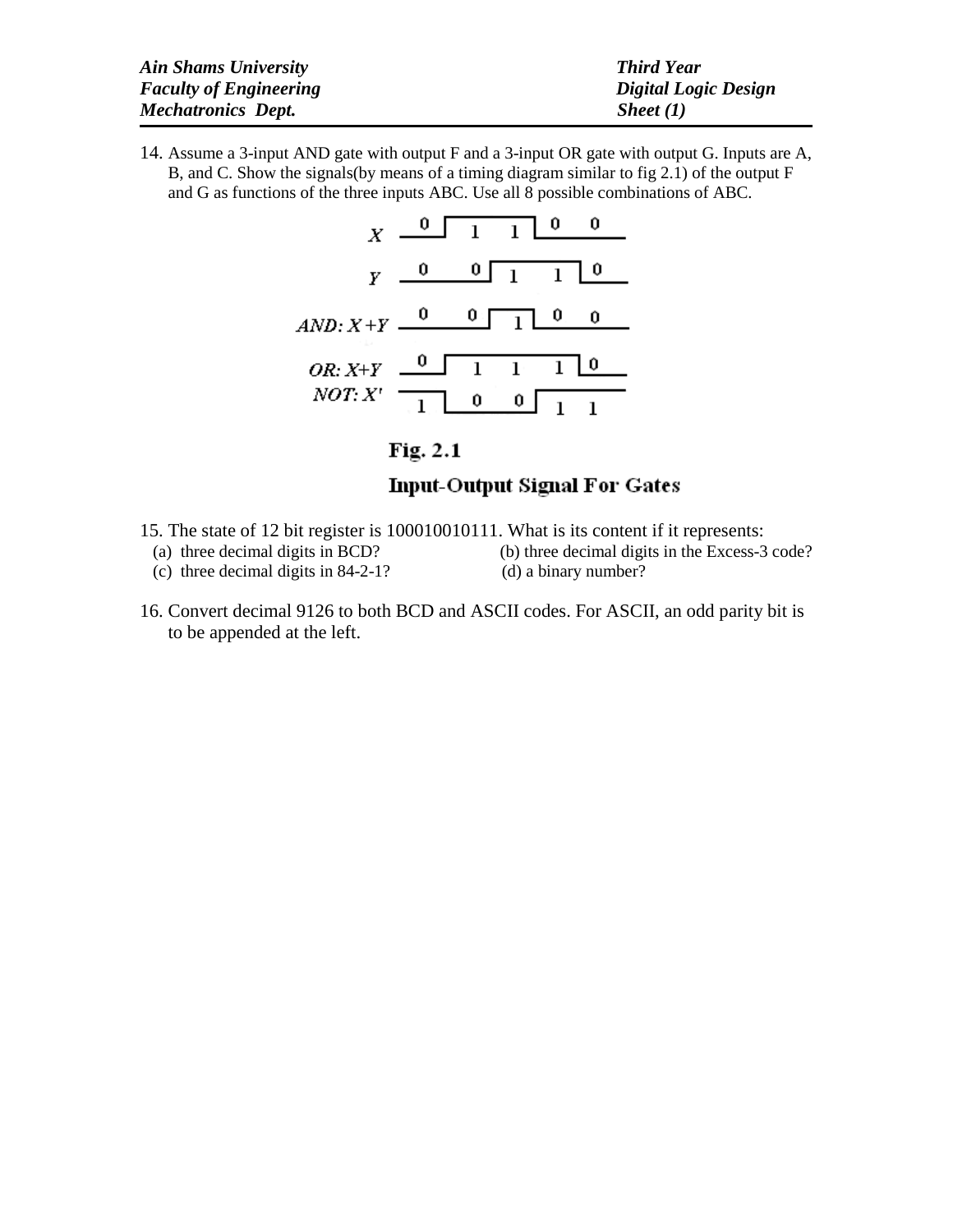14. Assume a 3-input AND gate with output F and a 3-input OR gate with output G. Inputs are A, B, and C. Show the signals(by means of a timing diagram similar to fig 2.1) of the output F and G as functions of the three inputs ABC. Use all 8 possible combinations of ABC.

| Signal | | | | | |
|---|---|---|---|---|---|
| $X$ | 0 | 1 | 1 | 0 | 0 |
| $Y$ | 0 | 0 | 1 | 1 | 0 |
| $AND: X+Y$ | 0 | 0 | 1 | 0 | 0 |
| $OR: X+Y$ | 0 | 1 | 1 | 1 | 0 |
| $NOT: X'$ | 1 | 0 | 0 | 1 | 1 |

**Fig. 2.1**

**Input-Output Signal For Gates**

15. The state of 12 bit register is 100010010111. What is its content if it represents:
   (a) three decimal digits in BCD?
   (b) three decimal digits in the Excess-3 code?
   (c) three decimal digits in 84-2-1?
   (d) a binary number?

16. Convert decimal 9126 to both BCD and ASCII codes. For ASCII, an odd parity bit is to be appended at the left.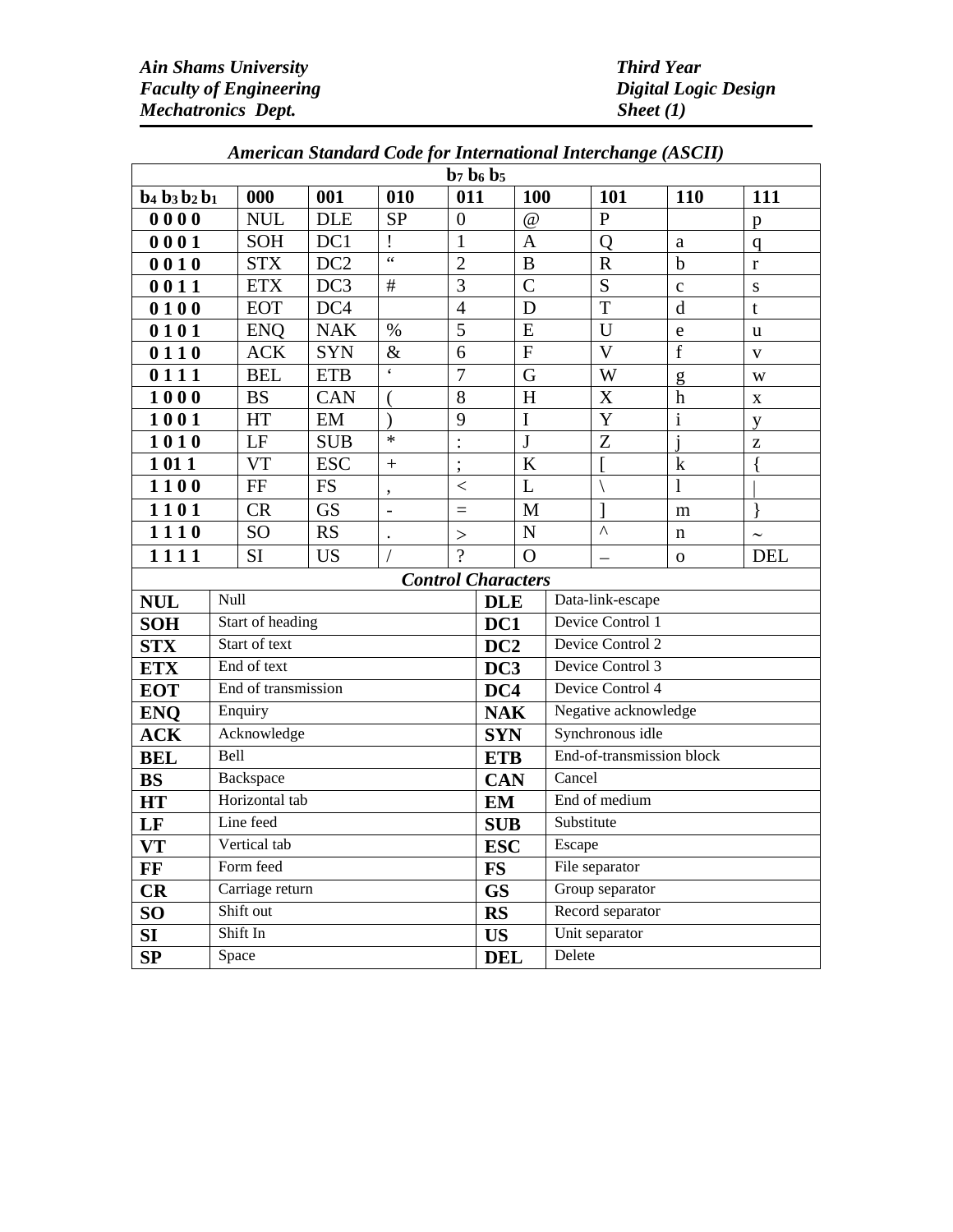## *American Standard Code for International Interchange (ASCII)*

| | $b_7 b_6 b_5$ | | | | | | | |
|---|---|---|---|---|---|---|---|---|
| **$b_4 b_3 b_2 b_1$** | **000** | **001** | **010** | **011** | **100** | **101** | **110** | **111** |
| **0 0 0 0** | NUL | DLE | SP | 0 | @ | P | | p |
| **0 0 0 1** | SOH | DC1 | ! | 1 | A | Q | a | q |
| **0 0 1 0** | STX | DC2 | “ | 2 | B | R | b | r |
| **0 0 1 1** | ETX | DC3 | # | 3 | C | S | c | s |
| **0 1 0 0** | EOT | DC4 | | 4 | D | T | d | t |
| **0 1 0 1** | ENQ | NAK | % | 5 | E | U | e | u |
| **0 1 1 0** | ACK | SYN | & | 6 | F | V | f | v |
| **0 1 1 1** | BEL | ETB | ‘ | 7 | G | W | g | w |
| **1 0 0 0** | BS | CAN | ( | 8 | H | X | h | x |
| **1 0 0 1** | HT | EM | ) | 9 | I | Y | i | y |
| **1 0 1 0** | LF | SUB | * | : | J | Z | j | z |
| **1 01 1** | VT | ESC | + | ; | K | [ | k | { |
| **1 1 0 0** | FF | FS | , | < | L | \ | l | \| |
| **1 1 0 1** | CR | GS | - | = | M | ] | m | } |
| **1 1 1 0** | SO | RS | . | > | N | ^ | n | ~ |
| **1 1 1 1** | SI | US | / | ? | O | – | o | DEL |

### *Control Characters*

| | | | |
|---|---|---|---|
| **NUL** | Null | **DLE** | Data-link-escape |
| **SOH** | Start of heading | **DC1** | Device Control 1 |
| **STX** | Start of text | **DC2** | Device Control 2 |
| **ETX** | End of text | **DC3** | Device Control 3 |
| **EOT** | End of transmission | **DC4** | Device Control 4 |
| **ENQ** | Enquiry | **NAK** | Negative acknowledge |
| **ACK** | Acknowledge | **SYN** | Synchronous idle |
| **BEL** | Bell | **ETB** | End-of-transmission block |
| **BS** | Backspace | **CAN** | Cancel |
| **HT** | Horizontal tab | **EM** | End of medium |
| **LF** | Line feed | **SUB** | Substitute |
| **VT** | Vertical tab | **ESC** | Escape |
| **FF** | Form feed | **FS** | File separator |
| **CR** | Carriage return | **GS** | Group separator |
| **SO** | Shift out | **RS** | Record separator |
| **SI** | Shift In | **US** | Unit separator |
| **SP** | Space | **DEL** | Delete |